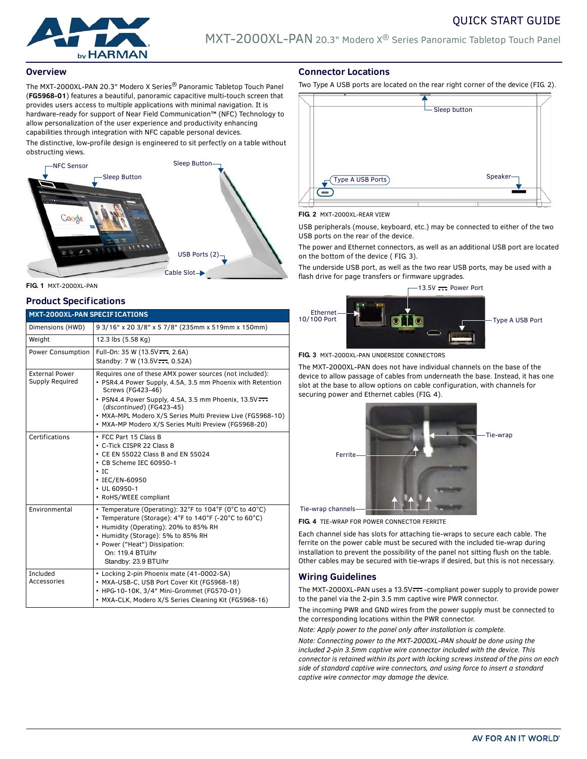# QUICK START GUIDE

## MXT-2000XL-PAN 20.3" Modero X® Series Panoramic Tabletop Touch Panel

## Overview

The MXT-2000XL-PAN 20.3" Modero X Series® Panoramic Tabletop Touch Panel (**FG5968-01**) features a beautiful, panoramic capacitive multi-touch screen that provides users access to multiple applications with minimal navigation. It is hardware-ready for support of Near Field Communication™ (NFC) Technology to allow personalization of the user experience and productivity enhancing capabilities through integration with NFC capable personal devices.

The distinctive, low-profile design is engineered to sit perfectly on a table without obstructing views.

**FIG. 1** MXT-2000XL-PAN

## Product Specifications

| MXT-2000XL-PAN SPECIFICATIONS | |
|---|---|
| Dimensions (HWD) | 9 3/16" x 20 3/8" x 5 7/8" (235mm x 519mm x 150mm) |
| Weight | 12.3 lbs (5.58 Kg) |
| Power Consumption | Full-On: 35 W (13.5V⎓, 2.6A)<br>Standby: 7 W (13.5V⎓, 0.52A) |
| External Power Supply Required | Requires one of these AMX power sources (not included):<br>• PSR4.4 Power Supply, 4.5A, 3.5 mm Phoenix with Retention Screws (FG423-46)<br>• PSN4.4 Power Supply, 4.5A, 3.5 mm Phoenix, 13.5V⎓ (*discontinued*) (FG423-45)<br>• MXA-MPL Modero X/S Series Multi Preview Live (FG5968-10)<br>• MXA-MP Modero X/S Series Multi Preview (FG5968-20) |
| Certifications | • FCC Part 15 Class B<br>• C-Tick CISPR 22 Class B<br>• CE EN 55022 Class B and EN 55024<br>• CB Scheme IEC 60950-1<br>• IC<br>• IEC/EN-60950<br>• UL 60950-1<br>• RoHS/WEEE compliant |
| Environmental | • Temperature (Operating): 32°F to 104°F (0°C to 40°C)<br>• Temperature (Storage): 4°F to 140°F (-20°C to 60°C)<br>• Humidity (Operating): 20% to 85% RH<br>• Humidity (Storage): 5% to 85% RH<br>• Power ("Heat") Dissipation:<br>On: 119.4 BTU/hr<br>Standby: 23.9 BTU/hr |
| Included Accessories | • Locking 2-pin Phoenix mate (41-0002-SA)<br>• MXA-USB-C, USB Port Cover Kit (FG5968-18)<br>• HPG-10-10K, 3/4" Mini-Grommet (FG570-01)<br>• MXA-CLK, Modero X/S Series Cleaning Kit (FG5968-16) |

## Connector Locations

Two Type A USB ports are located on the rear right corner of the device (FIG. 2).

**FIG. 2** MXT-2000XL-REAR VIEW

USB peripherals (mouse, keyboard, etc.) may be connected to either of the two USB ports on the rear of the device.

The power and Ethernet connectors, as well as an additional USB port are located on the bottom of the device ( FIG. 3).

The underside USB port, as well as the two rear USB ports, may be used with a flash drive for page transfers or firmware upgrades.

**FIG. 3** MXT-2000XL-PAN UNDERSIDE CONNECTORS

The MXT-2000XL-PAN does not have individual channels on the base of the device to allow passage of cables from underneath the base. Instead, it has one slot at the base to allow options on cable configuration, with channels for securing power and Ethernet cables (FIG. 4).

**FIG. 4** TIE-WRAP FOR POWER CONNECTOR FERRITE

Each channel side has slots for attaching tie-wraps to secure each cable. The ferrite on the power cable must be secured with the included tie-wrap during installation to prevent the possibility of the panel not sitting flush on the table. Other cables may be secured with tie-wraps if desired, but this is not necessary.

## Wiring Guidelines

The MXT-2000XL-PAN uses a 13.5V⎓ -compliant power supply to provide power to the panel via the 2-pin 3.5 mm captive wire PWR connector.

The incoming PWR and GND wires from the power supply must be connected to the corresponding locations within the PWR connector.

*Note: Apply power to the panel only after installation is complete.*

*Note: Connecting power to the MXT-2000XL-PAN should be done using the included 2-pin 3.5mm captive wire connector included with the device. This connector is retained within its port with locking screws instead of the pins on each side of standard captive wire connectors, and using force to insert a standard captive wire connector may damage the device.*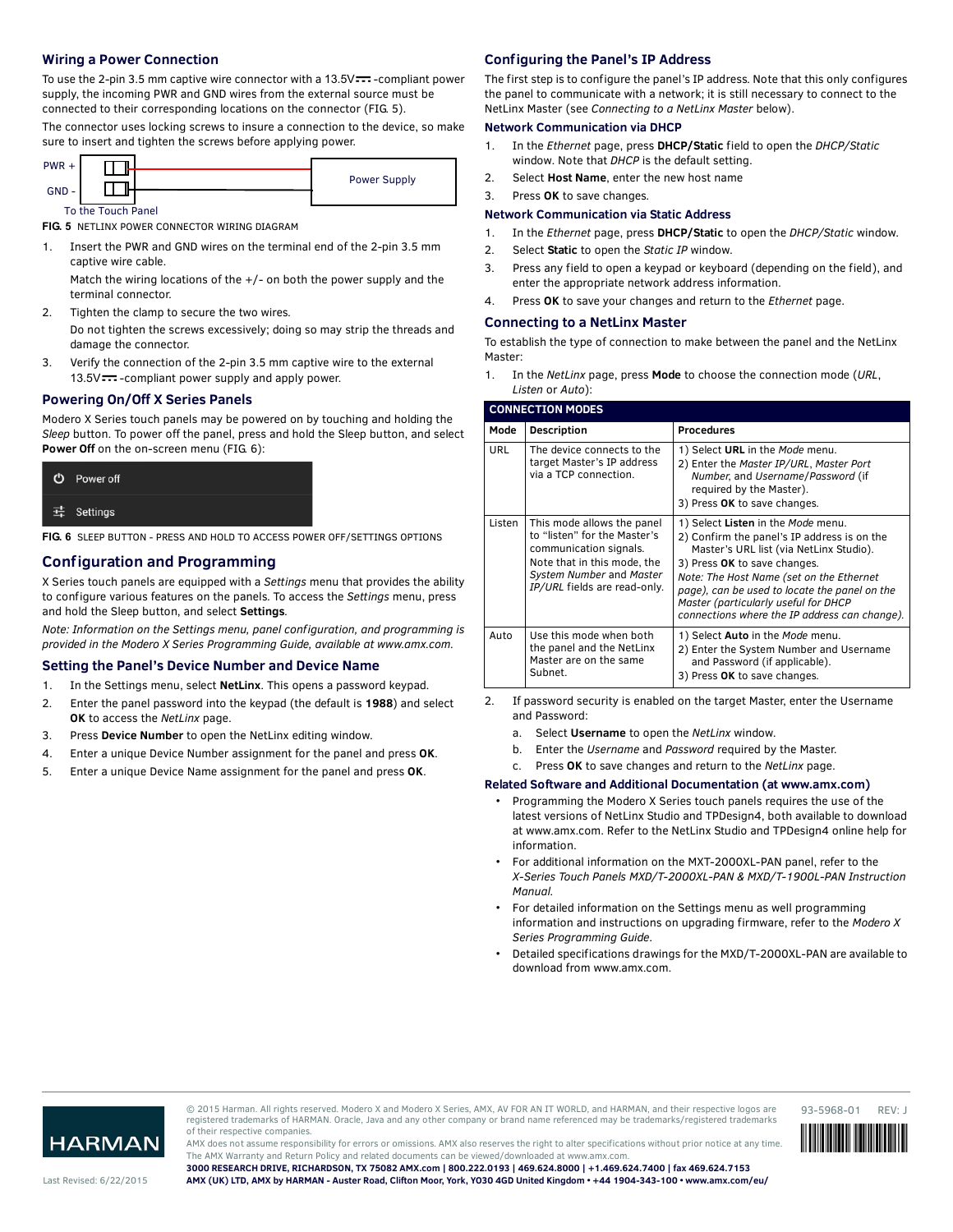## Wiring a Power Connection

To use the 2-pin 3.5 mm captive wire connector with a 13.5V⎓-compliant power supply, the incoming PWR and GND wires from the external source must be connected to their corresponding locations on the connector (FIG. 5).

The connector uses locking screws to insure a connection to the device, so make sure to insert and tighten the screws before applying power.

PWR +

GND -

To the Touch Panel

Power Supply

**FIG. 5** NETLINX POWER CONNECTOR WIRING DIAGRAM

1. Insert the PWR and GND wires on the terminal end of the 2-pin 3.5 mm captive wire cable.

   Match the wiring locations of the +/- on both the power supply and the terminal connector.
2. Tighten the clamp to secure the two wires.

   Do not tighten the screws excessively; doing so may strip the threads and damage the connector.
3. Verify the connection of the 2-pin 3.5 mm captive wire to the external 13.5V⎓-compliant power supply and apply power.

## Powering On/Off X Series Panels

Modero X Series touch panels may be powered on by touching and holding the *Sleep* button. To power off the panel, press and hold the Sleep button, and select **Power Off** on the on-screen menu (FIG. 6):

Power off

Settings

**FIG. 6** SLEEP BUTTON - PRESS AND HOLD TO ACCESS POWER OFF/SETTINGS OPTIONS

## Configuration and Programming

X Series touch panels are equipped with a *Settings* menu that provides the ability to configure various features on the panels. To access the *Settings* menu, press and hold the Sleep button, and select **Settings**.

*Note: Information on the Settings menu, panel configuration, and programming is provided in the Modero X Series Programming Guide, available at www.amx.com.*

### Setting the Panel's Device Number and Device Name

1. In the Settings menu, select **NetLinx**. This opens a password keypad.
2. Enter the panel password into the keypad (the default is **1988**) and select **OK** to access the *NetLinx* page.
3. Press **Device Number** to open the NetLinx editing window.
4. Enter a unique Device Number assignment for the panel and press **OK**.
5. Enter a unique Device Name assignment for the panel and press **OK**.

## Configuring the Panel's IP Address

The first step is to configure the panel's IP address. Note that this only configures the panel to communicate with a network; it is still necessary to connect to the NetLinx Master (see *Connecting to a NetLinx Master* below).

### Network Communication via DHCP

1. In the *Ethernet* page, press **DHCP/Static** field to open the *DHCP/Static* window. Note that *DHCP* is the default setting.
2. Select **Host Name**, enter the new host name
3. Press **OK** to save changes.

### Network Communication via Static Address

1. In the *Ethernet* page, press **DHCP/Static** to open the *DHCP/Static* window.
2. Select **Static** to open the *Static IP* window.
3. Press any field to open a keypad or keyboard (depending on the field), and enter the appropriate network address information.
4. Press **OK** to save your changes and return to the *Ethernet* page.

## Connecting to a NetLinx Master

To establish the type of connection to make between the panel and the NetLinx Master:

1. In the *NetLinx* page, press **Mode** to choose the connection mode (*URL*, *Listen* or *Auto*):

**CONNECTION MODES**

| Mode | Description | Procedures |
|---|---|---|
| URL | The device connects to the target Master's IP address via a TCP connection. | 1) Select **URL** in the *Mode* menu.<br>2) Enter the *Master IP/URL*, *Master Port Number*, and *Username/Password* (if required by the Master).<br>3) Press **OK** to save changes. |
| Listen | This mode allows the panel to "listen" for the Master's communication signals. Note that in this mode, the *System Number* and *Master IP/URL* fields are read-only. | 1) Select **Listen** in the *Mode* menu.<br>2) Confirm the panel's IP address is on the Master's URL list (via NetLinx Studio).<br>3) Press **OK** to save changes.<br>*Note: The Host Name (set on the Ethernet page), can be used to locate the panel on the Master (particularly useful for DHCP connections where the IP address can change).* |
| Auto | Use this mode when both the panel and the NetLinx Master are on the same Subnet. | 1) Select **Auto** in the *Mode* menu.<br>2) Enter the System Number and Username and Password (if applicable).<br>3) Press **OK** to save changes. |

2. If password security is enabled on the target Master, enter the Username and Password:
   a. Select **Username** to open the *NetLinx* window.
   b. Enter the *Username* and *Password* required by the Master.
   c. Press **OK** to save changes and return to the *NetLinx* page.

### Related Software and Additional Documentation (at www.amx.com)

- Programming the Modero X Series touch panels requires the use of the latest versions of NetLinx Studio and TPDesign4, both available to download at www.amx.com. Refer to the NetLinx Studio and TPDesign4 online help for information.
- For additional information on the MXT-2000XL-PAN panel, refer to the *X-Series Touch Panels MXD/T-2000XL-PAN & MXD/T-1900L-PAN Instruction Manual.*
- For detailed information on the Settings menu as well programming information and instructions on upgrading firmware, refer to the *Modero X Series Programming Guide*.
- Detailed specifications drawings for the MXD/T-2000XL-PAN are available to download from www.amx.com.

© 2015 Harman. All rights reserved. Modero X and Modero X Series, AMX, AV FOR AN IT WORLD, and HARMAN, and their respective logos are registered trademarks of HARMAN. Oracle, Java and any other company or brand name referenced may be trademarks/registered trademarks of their respective companies.
AMX does not assume responsibility for errors or omissions. AMX also reserves the right to alter specifications without prior notice at any time. The AMX Warranty and Return Policy and related documents can be viewed/downloaded at www.amx.com.
**3000 RESEARCH DRIVE, RICHARDSON, TX 75082 AMX.com | 800.222.0193 | 469.624.8000 | +1.469.624.7400 | fax 469.624.7153**
**AMX (UK) LTD, AMX by HARMAN - Auster Road, Clifton Moor, York, YO30 4GD United Kingdom • +44 1904-343-100 • www.amx.com/eu/**

HARMAN

Last Revised: 6/22/2015

93-5968-01 REV: J